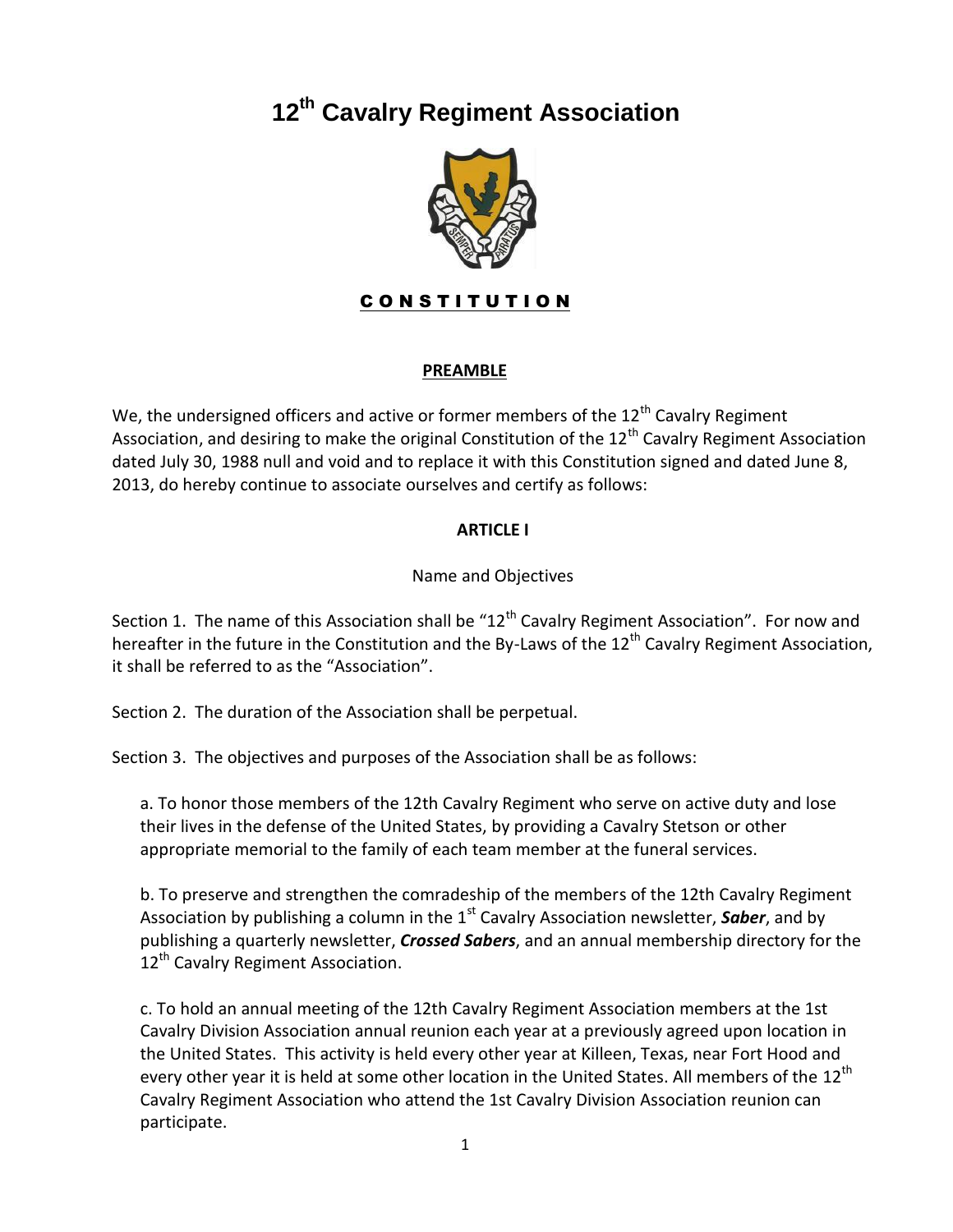# 12th Cavalry Regiment Association

## CONSTITUTION

### PREAMBLE

We, the undersigned officers and active or former members of the 12th Cavalry Regiment Association, and desiring to make the original Constitution of the 12th Cavalry Regiment Association dated July 30, 1988 null and void and to replace it with this Constitution signed and dated June 8, 2013, do hereby continue to associate ourselves and certify as follows:

### ARTICLE I

Name and Objectives

Section 1. The name of this Association shall be "12th Cavalry Regiment Association". For now and hereafter in the future in the Constitution and the By-Laws of the 12th Cavalry Regiment Association, it shall be referred to as the "Association".

Section 2. The duration of the Association shall be perpetual.

Section 3. The objectives and purposes of the Association shall be as follows:

a. To honor those members of the 12th Cavalry Regiment who serve on active duty and lose their lives in the defense of the United States, by providing a Cavalry Stetson or other appropriate memorial to the family of each team member at the funeral services.

b. To preserve and strengthen the comradeship of the members of the 12th Cavalry Regiment Association by publishing a column in the 1st Cavalry Association newsletter, ***Saber***, and by publishing a quarterly newsletter, ***Crossed Sabers***, and an annual membership directory for the 12th Cavalry Regiment Association.

c. To hold an annual meeting of the 12th Cavalry Regiment Association members at the 1st Cavalry Division Association annual reunion each year at a previously agreed upon location in the United States. This activity is held every other year at Killeen, Texas, near Fort Hood and every other year it is held at some other location in the United States. All members of the 12th Cavalry Regiment Association who attend the 1st Cavalry Division Association reunion can participate.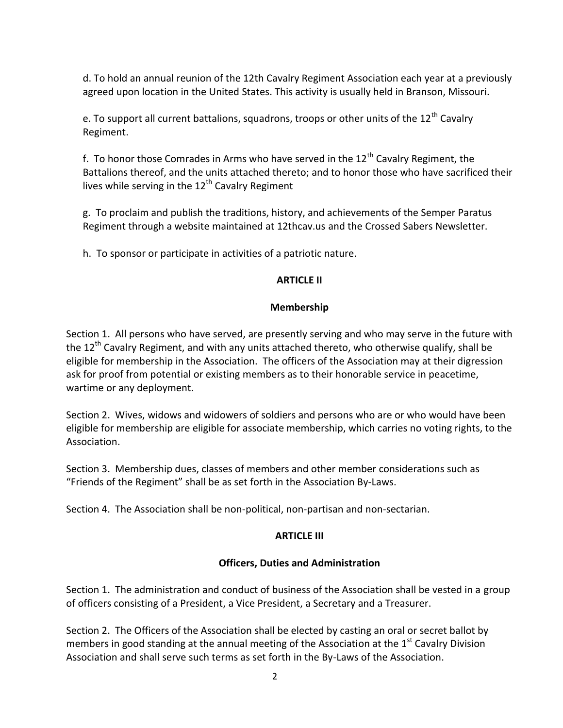d. To hold an annual reunion of the 12th Cavalry Regiment Association each year at a previously agreed upon location in the United States. This activity is usually held in Branson, Missouri.

e. To support all current battalions, squadrons, troops or other units of the 12th Cavalry Regiment.

f. To honor those Comrades in Arms who have served in the 12th Cavalry Regiment, the Battalions thereof, and the units attached thereto; and to honor those who have sacrificed their lives while serving in the 12th Cavalry Regiment

g. To proclaim and publish the traditions, history, and achievements of the Semper Paratus Regiment through a website maintained at 12thcav.us and the Crossed Sabers Newsletter.

h. To sponsor or participate in activities of a patriotic nature.

**ARTICLE II**

**Membership**

Section 1. All persons who have served, are presently serving and who may serve in the future with the 12th Cavalry Regiment, and with any units attached thereto, who otherwise qualify, shall be eligible for membership in the Association. The officers of the Association may at their digression ask for proof from potential or existing members as to their honorable service in peacetime, wartime or any deployment.

Section 2. Wives, widows and widowers of soldiers and persons who are or who would have been eligible for membership are eligible for associate membership, which carries no voting rights, to the Association.

Section 3. Membership dues, classes of members and other member considerations such as "Friends of the Regiment" shall be as set forth in the Association By-Laws.

Section 4. The Association shall be non-political, non-partisan and non-sectarian.

**ARTICLE III**

**Officers, Duties and Administration**

Section 1. The administration and conduct of business of the Association shall be vested in a group of officers consisting of a President, a Vice President, a Secretary and a Treasurer.

Section 2. The Officers of the Association shall be elected by casting an oral or secret ballot by members in good standing at the annual meeting of the Association at the 1st Cavalry Division Association and shall serve such terms as set forth in the By-Laws of the Association.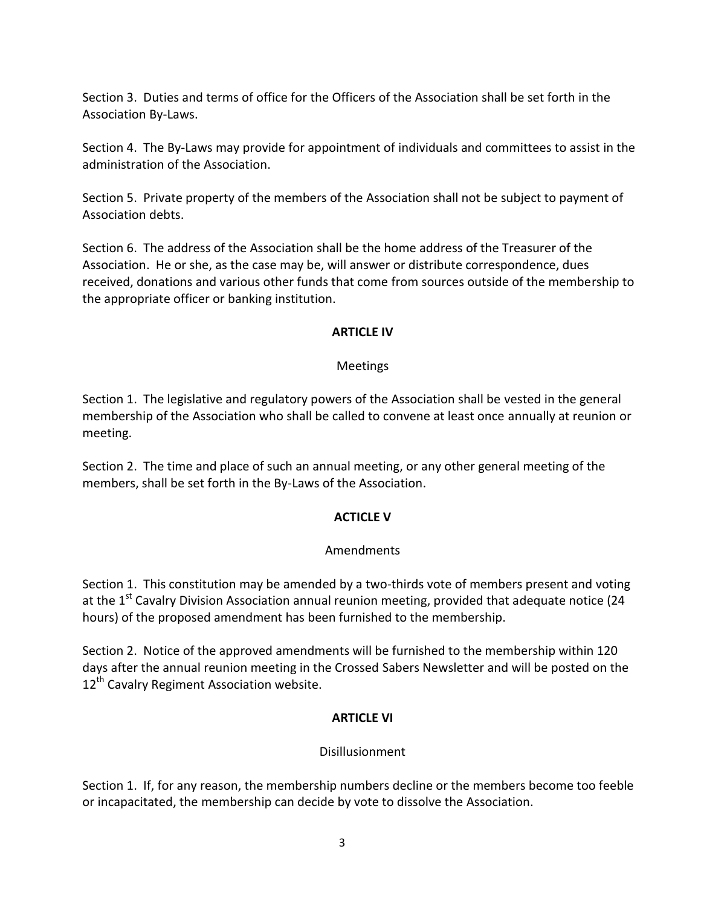Section 3. Duties and terms of office for the Officers of the Association shall be set forth in the Association By-Laws.

Section 4. The By-Laws may provide for appointment of individuals and committees to assist in the administration of the Association.

Section 5. Private property of the members of the Association shall not be subject to payment of Association debts.

Section 6. The address of the Association shall be the home address of the Treasurer of the Association. He or she, as the case may be, will answer or distribute correspondence, dues received, donations and various other funds that come from sources outside of the membership to the appropriate officer or banking institution.

## ARTICLE IV

Meetings

Section 1. The legislative and regulatory powers of the Association shall be vested in the general membership of the Association who shall be called to convene at least once annually at reunion or meeting.

Section 2. The time and place of such an annual meeting, or any other general meeting of the members, shall be set forth in the By-Laws of the Association.

## ACTICLE V

Amendments

Section 1. This constitution may be amended by a two-thirds vote of members present and voting at the 1st Cavalry Division Association annual reunion meeting, provided that adequate notice (24 hours) of the proposed amendment has been furnished to the membership.

Section 2. Notice of the approved amendments will be furnished to the membership within 120 days after the annual reunion meeting in the Crossed Sabers Newsletter and will be posted on the 12th Cavalry Regiment Association website.

## ARTICLE VI

Disillusionment

Section 1. If, for any reason, the membership numbers decline or the members become too feeble or incapacitated, the membership can decide by vote to dissolve the Association.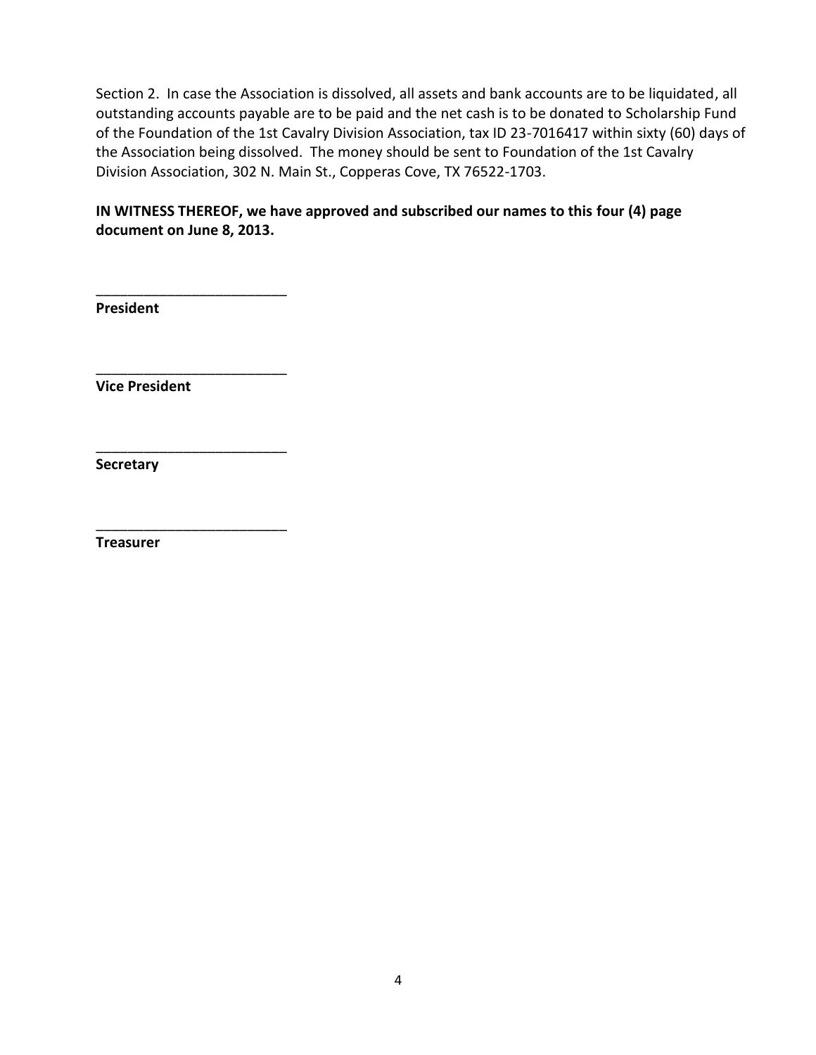Section 2. In case the Association is dissolved, all assets and bank accounts are to be liquidated, all outstanding accounts payable are to be paid and the net cash is to be donated to Scholarship Fund of the Foundation of the 1st Cavalry Division Association, tax ID 23-7016417 within sixty (60) days of the Association being dissolved. The money should be sent to Foundation of the 1st Cavalry Division Association, 302 N. Main St., Copperas Cove, TX 76522-1703.

**IN WITNESS THEREOF, we have approved and subscribed our names to this four (4) page document on June 8, 2013.**

________________________

**President**

________________________

**Vice President**

________________________

**Secretary**

________________________

**Treasurer**